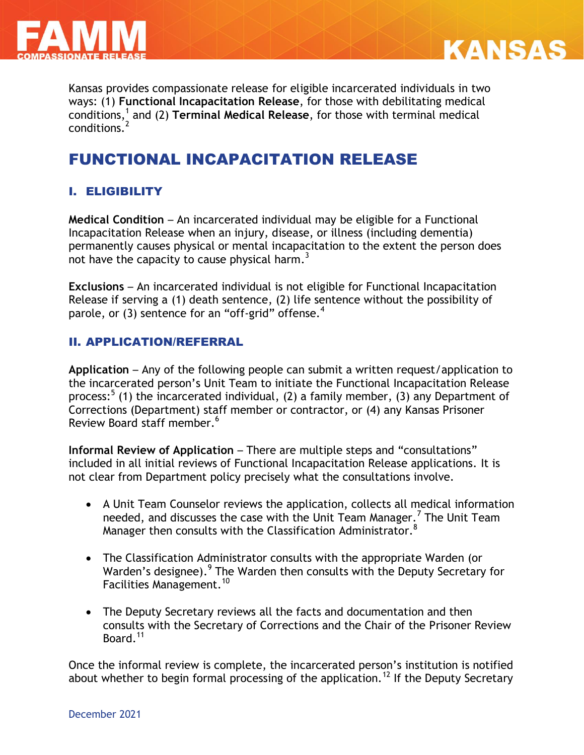FAMM COMPASSIONATE RELEASE

KANSAS

Kansas provides compassionate release for eligible incarcerated individuals in two ways: (1) **Functional Incapacitation Release**, for those with debilitating medical conditions,[1] and (2) **Terminal Medical Release**, for those with terminal medical conditions.[2]

# FUNCTIONAL INCAPACITATION RELEASE

## I. ELIGIBILITY

**Medical Condition** – An incarcerated individual may be eligible for a Functional Incapacitation Release when an injury, disease, or illness (including dementia) permanently causes physical or mental incapacitation to the extent the person does not have the capacity to cause physical harm.[3]

**Exclusions** – An incarcerated individual is not eligible for Functional Incapacitation Release if serving a (1) death sentence, (2) life sentence without the possibility of parole, or (3) sentence for an "off-grid" offense.[4]

## II. APPLICATION/REFERRAL

**Application** – Any of the following people can submit a written request/application to the incarcerated person's Unit Team to initiate the Functional Incapacitation Release process:[5] (1) the incarcerated individual, (2) a family member, (3) any Department of Corrections (Department) staff member or contractor, or (4) any Kansas Prisoner Review Board staff member.[6]

**Informal Review of Application** – There are multiple steps and "consultations" included in all initial reviews of Functional Incapacitation Release applications. It is not clear from Department policy precisely what the consultations involve.

- A Unit Team Counselor reviews the application, collects all medical information needed, and discusses the case with the Unit Team Manager.[7] The Unit Team Manager then consults with the Classification Administrator.[8]
- The Classification Administrator consults with the appropriate Warden (or Warden's designee).[9] The Warden then consults with the Deputy Secretary for Facilities Management.[10]
- The Deputy Secretary reviews all the facts and documentation and then consults with the Secretary of Corrections and the Chair of the Prisoner Review Board.[11]

Once the informal review is complete, the incarcerated person's institution is notified about whether to begin formal processing of the application.[12] If the Deputy Secretary

December 2021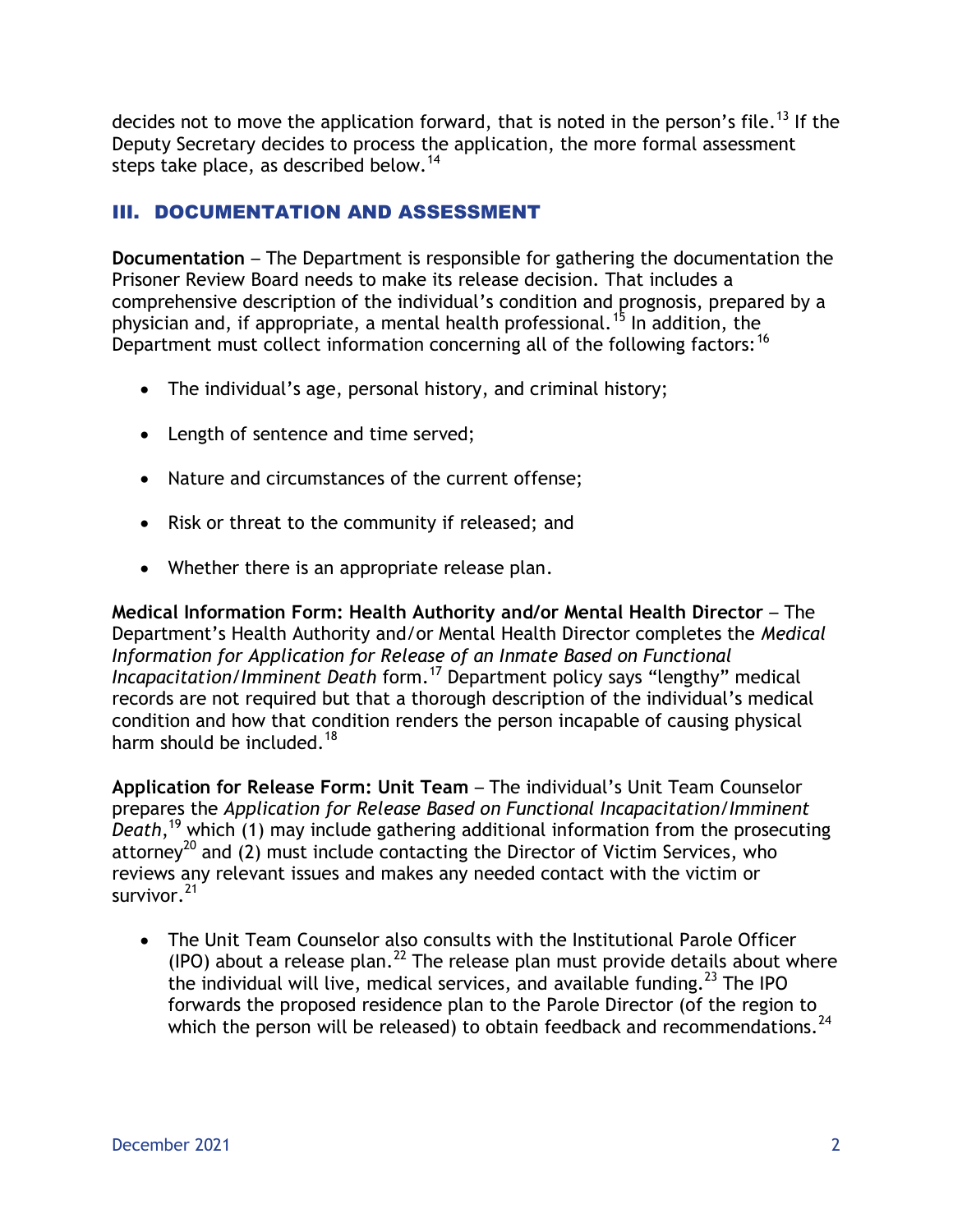decides not to move the application forward, that is noted in the person's file.[13] If the Deputy Secretary decides to process the application, the more formal assessment steps take place, as described below.[14]

## III. DOCUMENTATION AND ASSESSMENT

**Documentation** – The Department is responsible for gathering the documentation the Prisoner Review Board needs to make its release decision. That includes a comprehensive description of the individual's condition and prognosis, prepared by a physician and, if appropriate, a mental health professional.[15] In addition, the Department must collect information concerning all of the following factors:[16]

- The individual's age, personal history, and criminal history;
- Length of sentence and time served;
- Nature and circumstances of the current offense;
- Risk or threat to the community if released; and
- Whether there is an appropriate release plan.

**Medical Information Form: Health Authority and/or Mental Health Director** – The Department's Health Authority and/or Mental Health Director completes the *Medical Information for Application for Release of an Inmate Based on Functional Incapacitation/Imminent Death* form.[17] Department policy says "lengthy" medical records are not required but that a thorough description of the individual's medical condition and how that condition renders the person incapable of causing physical harm should be included.[18]

**Application for Release Form: Unit Team** – The individual's Unit Team Counselor prepares the *Application for Release Based on Functional Incapacitation/Imminent Death*,[19] which (1) may include gathering additional information from the prosecuting attorney[20] and (2) must include contacting the Director of Victim Services, who reviews any relevant issues and makes any needed contact with the victim or survivor.[21]

- The Unit Team Counselor also consults with the Institutional Parole Officer (IPO) about a release plan.[22] The release plan must provide details about where the individual will live, medical services, and available funding.[23] The IPO forwards the proposed residence plan to the Parole Director (of the region to which the person will be released) to obtain feedback and recommendations.[24]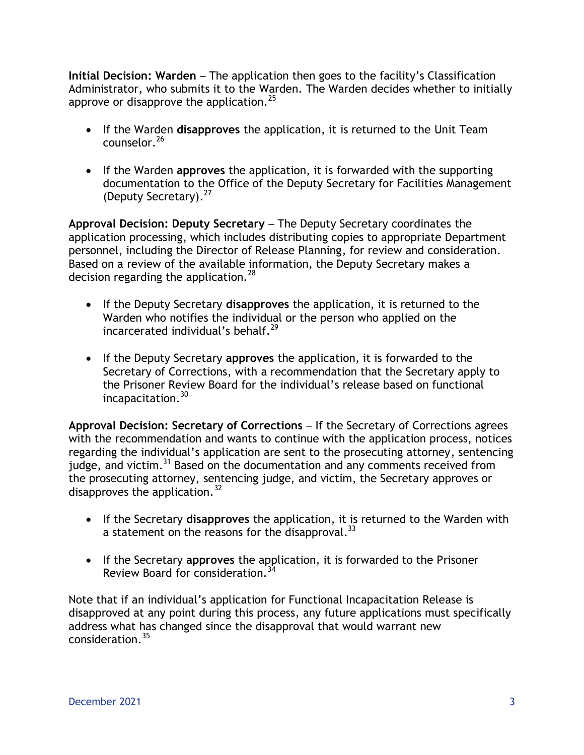**Initial Decision: Warden** – The application then goes to the facility's Classification Administrator, who submits it to the Warden. The Warden decides whether to initially approve or disapprove the application.[25]

- If the Warden **disapproves** the application, it is returned to the Unit Team counselor.[26]

- If the Warden **approves** the application, it is forwarded with the supporting documentation to the Office of the Deputy Secretary for Facilities Management (Deputy Secretary).[27]

**Approval Decision: Deputy Secretary** – The Deputy Secretary coordinates the application processing, which includes distributing copies to appropriate Department personnel, including the Director of Release Planning, for review and consideration. Based on a review of the available information, the Deputy Secretary makes a decision regarding the application.[28]

- If the Deputy Secretary **disapproves** the application, it is returned to the Warden who notifies the individual or the person who applied on the incarcerated individual's behalf.[29]

- If the Deputy Secretary **approves** the application, it is forwarded to the Secretary of Corrections, with a recommendation that the Secretary apply to the Prisoner Review Board for the individual's release based on functional incapacitation.[30]

**Approval Decision: Secretary of Corrections** – If the Secretary of Corrections agrees with the recommendation and wants to continue with the application process, notices regarding the individual's application are sent to the prosecuting attorney, sentencing judge, and victim.[31] Based on the documentation and any comments received from the prosecuting attorney, sentencing judge, and victim, the Secretary approves or disapproves the application.[32]

- If the Secretary **disapproves** the application, it is returned to the Warden with a statement on the reasons for the disapproval.[33]

- If the Secretary **approves** the application, it is forwarded to the Prisoner Review Board for consideration.[34]

Note that if an individual's application for Functional Incapacitation Release is disapproved at any point during this process, any future applications must specifically address what has changed since the disapproval that would warrant new consideration.[35]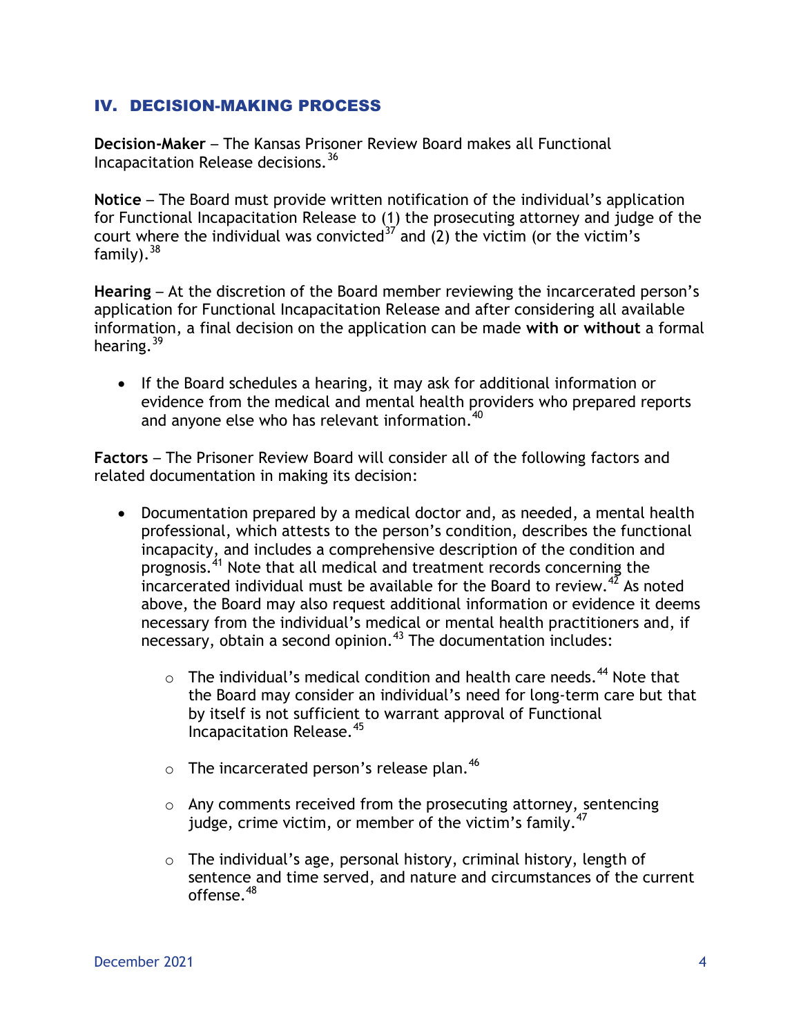## IV. DECISION-MAKING PROCESS

**Decision-Maker** – The Kansas Prisoner Review Board makes all Functional Incapacitation Release decisions.[36]

**Notice** – The Board must provide written notification of the individual's application for Functional Incapacitation Release to (1) the prosecuting attorney and judge of the court where the individual was convicted[37] and (2) the victim (or the victim's family).[38]

**Hearing** – At the discretion of the Board member reviewing the incarcerated person's application for Functional Incapacitation Release and after considering all available information, a final decision on the application can be made **with or without** a formal hearing.[39]

- If the Board schedules a hearing, it may ask for additional information or evidence from the medical and mental health providers who prepared reports and anyone else who has relevant information.[40]

**Factors** – The Prisoner Review Board will consider all of the following factors and related documentation in making its decision:

- Documentation prepared by a medical doctor and, as needed, a mental health professional, which attests to the person's condition, describes the functional incapacity, and includes a comprehensive description of the condition and prognosis.[41] Note that all medical and treatment records concerning the incarcerated individual must be available for the Board to review.[42] As noted above, the Board may also request additional information or evidence it deems necessary from the individual's medical or mental health practitioners and, if necessary, obtain a second opinion.[43] The documentation includes:
    - The individual's medical condition and health care needs.[44] Note that the Board may consider an individual's need for long-term care but that by itself is not sufficient to warrant approval of Functional Incapacitation Release.[45]
    - The incarcerated person's release plan.[46]
    - Any comments received from the prosecuting attorney, sentencing judge, crime victim, or member of the victim's family.[47]
    - The individual's age, personal history, criminal history, length of sentence and time served, and nature and circumstances of the current offense.[48]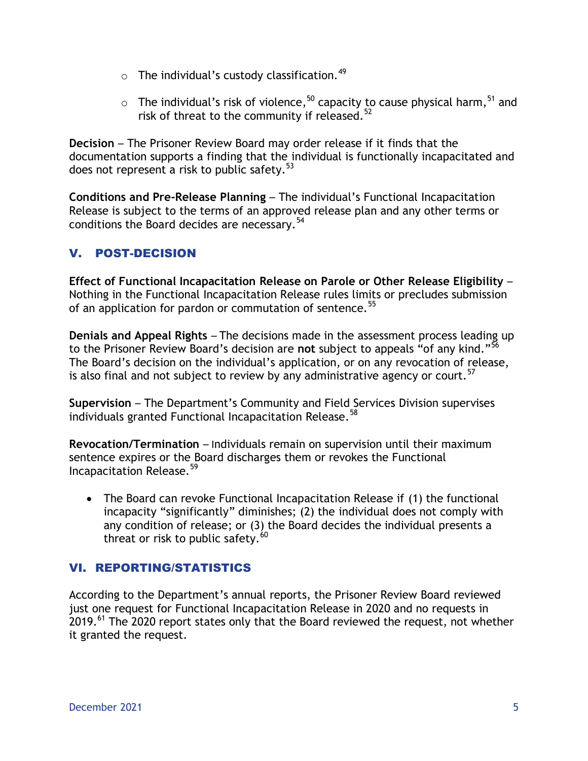- The individual's custody classification.[49]
- The individual's risk of violence,[50] capacity to cause physical harm,[51] and risk of threat to the community if released.[52]

**Decision** – The Prisoner Review Board may order release if it finds that the documentation supports a finding that the individual is functionally incapacitated and does not represent a risk to public safety.[53]

**Conditions and Pre-Release Planning** – The individual's Functional Incapacitation Release is subject to the terms of an approved release plan and any other terms or conditions the Board decides are necessary.[54]

## V. POST-DECISION

**Effect of Functional Incapacitation Release on Parole or Other Release Eligibility** – Nothing in the Functional Incapacitation Release rules limits or precludes submission of an application for pardon or commutation of sentence.[55]

**Denials and Appeal Rights** – The decisions made in the assessment process leading up to the Prisoner Review Board's decision are **not** subject to appeals "of any kind."[56] The Board's decision on the individual's application, or on any revocation of release, is also final and not subject to review by any administrative agency or court.[57]

**Supervision** – The Department's Community and Field Services Division supervises individuals granted Functional Incapacitation Release.[58]

**Revocation/Termination** – Individuals remain on supervision until their maximum sentence expires or the Board discharges them or revokes the Functional Incapacitation Release.[59]

- The Board can revoke Functional Incapacitation Release if (1) the functional incapacity "significantly" diminishes; (2) the individual does not comply with any condition of release; or (3) the Board decides the individual presents a threat or risk to public safety.[60]

## VI. REPORTING/STATISTICS

According to the Department's annual reports, the Prisoner Review Board reviewed just one request for Functional Incapacitation Release in 2020 and no requests in 2019.[61] The 2020 report states only that the Board reviewed the request, not whether it granted the request.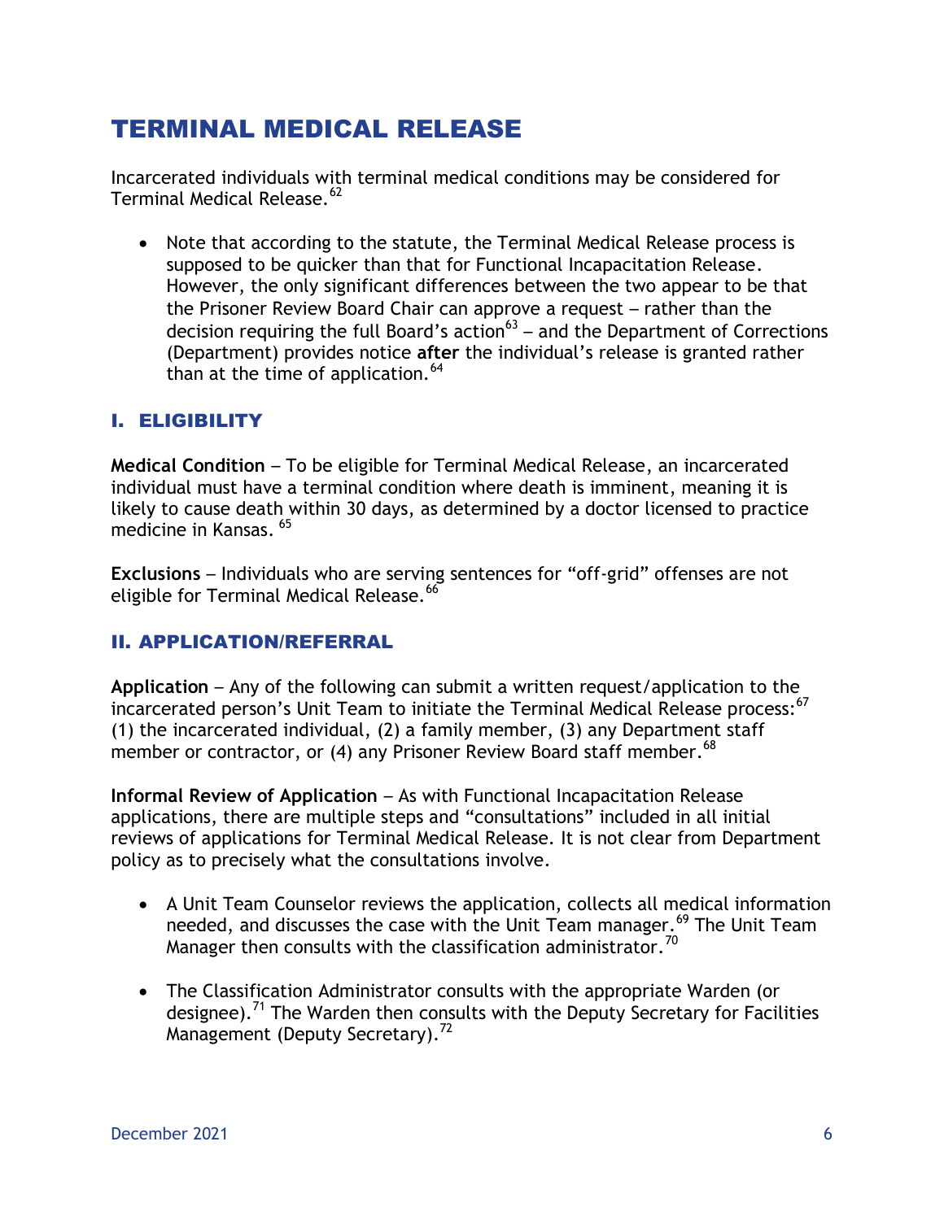# TERMINAL MEDICAL RELEASE

Incarcerated individuals with terminal medical conditions may be considered for Terminal Medical Release.[62]

- Note that according to the statute, the Terminal Medical Release process is supposed to be quicker than that for Functional Incapacitation Release. However, the only significant differences between the two appear to be that the Prisoner Review Board Chair can approve a request – rather than the decision requiring the full Board's action[63] – and the Department of Corrections (Department) provides notice **after** the individual's release is granted rather than at the time of application.[64]

## I. ELIGIBILITY

**Medical Condition** – To be eligible for Terminal Medical Release, an incarcerated individual must have a terminal condition where death is imminent, meaning it is likely to cause death within 30 days, as determined by a doctor licensed to practice medicine in Kansas.[65]

**Exclusions** – Individuals who are serving sentences for "off-grid" offenses are not eligible for Terminal Medical Release.[66]

## II. APPLICATION/REFERRAL

**Application** – Any of the following can submit a written request/application to the incarcerated person's Unit Team to initiate the Terminal Medical Release process:[67] (1) the incarcerated individual, (2) a family member, (3) any Department staff member or contractor, or (4) any Prisoner Review Board staff member.[68]

**Informal Review of Application** – As with Functional Incapacitation Release applications, there are multiple steps and "consultations" included in all initial reviews of applications for Terminal Medical Release. It is not clear from Department policy as to precisely what the consultations involve.

- A Unit Team Counselor reviews the application, collects all medical information needed, and discusses the case with the Unit Team manager.[69] The Unit Team Manager then consults with the classification administrator.[70]
- The Classification Administrator consults with the appropriate Warden (or designee).[71] The Warden then consults with the Deputy Secretary for Facilities Management (Deputy Secretary).[72]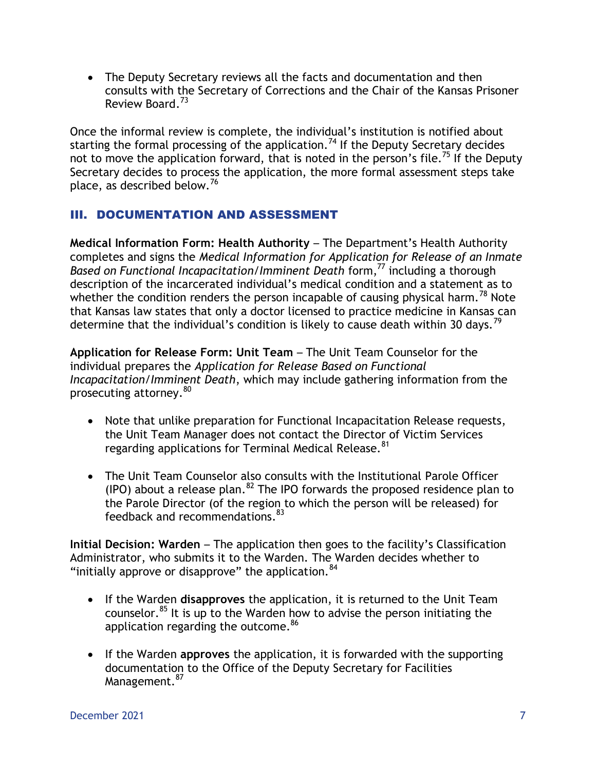- The Deputy Secretary reviews all the facts and documentation and then consults with the Secretary of Corrections and the Chair of the Kansas Prisoner Review Board.[73]

Once the informal review is complete, the individual's institution is notified about starting the formal processing of the application.[74] If the Deputy Secretary decides not to move the application forward, that is noted in the person's file.[75] If the Deputy Secretary decides to process the application, the more formal assessment steps take place, as described below.[76]

## III. DOCUMENTATION AND ASSESSMENT

**Medical Information Form: Health Authority** – The Department's Health Authority completes and signs the *Medical Information for Application for Release of an Inmate Based on Functional Incapacitation/Imminent Death* form,[77] including a thorough description of the incarcerated individual's medical condition and a statement as to whether the condition renders the person incapable of causing physical harm.[78] Note that Kansas law states that only a doctor licensed to practice medicine in Kansas can determine that the individual's condition is likely to cause death within 30 days.[79]

**Application for Release Form: Unit Team** – The Unit Team Counselor for the individual prepares the *Application for Release Based on Functional Incapacitation/Imminent Death*, which may include gathering information from the prosecuting attorney.[80]

- Note that unlike preparation for Functional Incapacitation Release requests, the Unit Team Manager does not contact the Director of Victim Services regarding applications for Terminal Medical Release.[81]
- The Unit Team Counselor also consults with the Institutional Parole Officer (IPO) about a release plan.[82] The IPO forwards the proposed residence plan to the Parole Director (of the region to which the person will be released) for feedback and recommendations.[83]

**Initial Decision: Warden** – The application then goes to the facility's Classification Administrator, who submits it to the Warden. The Warden decides whether to "initially approve or disapprove" the application.[84]

- If the Warden **disapproves** the application, it is returned to the Unit Team counselor.[85] It is up to the Warden how to advise the person initiating the application regarding the outcome.[86]
- If the Warden **approves** the application, it is forwarded with the supporting documentation to the Office of the Deputy Secretary for Facilities Management.[87]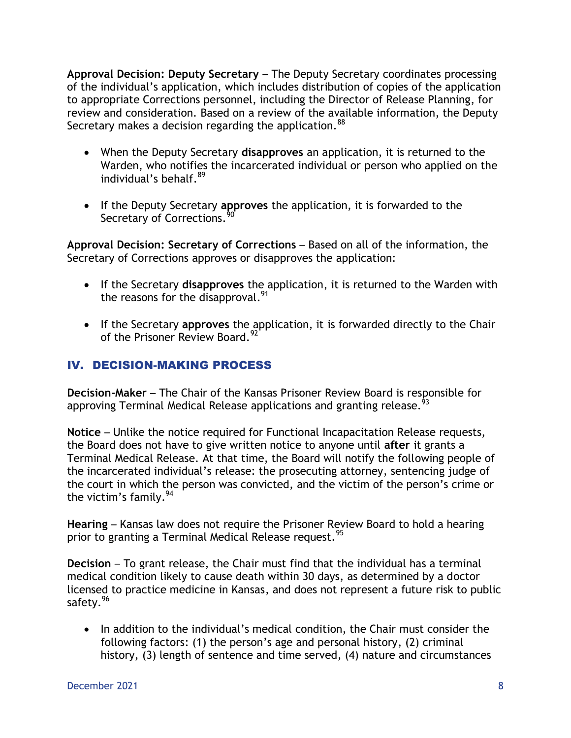**Approval Decision: Deputy Secretary** – The Deputy Secretary coordinates processing of the individual's application, which includes distribution of copies of the application to appropriate Corrections personnel, including the Director of Release Planning, for review and consideration. Based on a review of the available information, the Deputy Secretary makes a decision regarding the application.[88]

- When the Deputy Secretary **disapproves** an application, it is returned to the Warden, who notifies the incarcerated individual or person who applied on the individual's behalf.[89]
- If the Deputy Secretary **approves** the application, it is forwarded to the Secretary of Corrections.[90]

**Approval Decision: Secretary of Corrections** – Based on all of the information, the Secretary of Corrections approves or disapproves the application:

- If the Secretary **disapproves** the application, it is returned to the Warden with the reasons for the disapproval.[91]
- If the Secretary **approves** the application, it is forwarded directly to the Chair of the Prisoner Review Board.[92]

## IV. DECISION-MAKING PROCESS

**Decision-Maker** – The Chair of the Kansas Prisoner Review Board is responsible for approving Terminal Medical Release applications and granting release.[93]

**Notice** – Unlike the notice required for Functional Incapacitation Release requests, the Board does not have to give written notice to anyone until **after** it grants a Terminal Medical Release. At that time, the Board will notify the following people of the incarcerated individual's release: the prosecuting attorney, sentencing judge of the court in which the person was convicted, and the victim of the person's crime or the victim's family.[94]

**Hearing** – Kansas law does not require the Prisoner Review Board to hold a hearing prior to granting a Terminal Medical Release request.[95]

**Decision** – To grant release, the Chair must find that the individual has a terminal medical condition likely to cause death within 30 days, as determined by a doctor licensed to practice medicine in Kansas, and does not represent a future risk to public safety.[96]

- In addition to the individual's medical condition, the Chair must consider the following factors: (1) the person's age and personal history, (2) criminal history, (3) length of sentence and time served, (4) nature and circumstances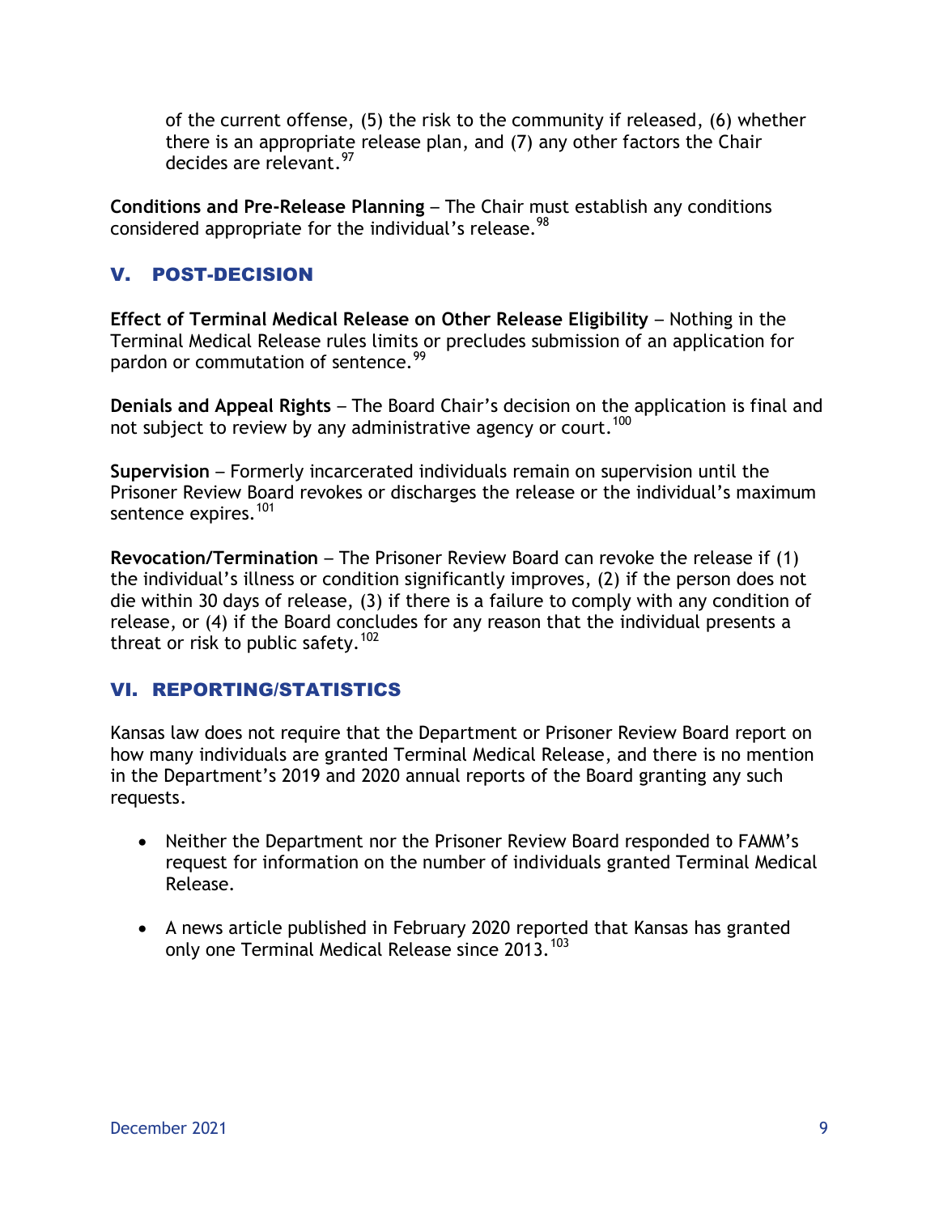of the current offense, (5) the risk to the community if released, (6) whether there is an appropriate release plan, and (7) any other factors the Chair decides are relevant.[97]

**Conditions and Pre-Release Planning** – The Chair must establish any conditions considered appropriate for the individual's release.[98]

## V. POST-DECISION

**Effect of Terminal Medical Release on Other Release Eligibility** – Nothing in the Terminal Medical Release rules limits or precludes submission of an application for pardon or commutation of sentence.[99]

**Denials and Appeal Rights** – The Board Chair's decision on the application is final and not subject to review by any administrative agency or court.[100]

**Supervision** – Formerly incarcerated individuals remain on supervision until the Prisoner Review Board revokes or discharges the release or the individual's maximum sentence expires.[101]

**Revocation/Termination** – The Prisoner Review Board can revoke the release if (1) the individual's illness or condition significantly improves, (2) if the person does not die within 30 days of release, (3) if there is a failure to comply with any condition of release, or (4) if the Board concludes for any reason that the individual presents a threat or risk to public safety.[102]

## VI. REPORTING/STATISTICS

Kansas law does not require that the Department or Prisoner Review Board report on how many individuals are granted Terminal Medical Release, and there is no mention in the Department's 2019 and 2020 annual reports of the Board granting any such requests.

- Neither the Department nor the Prisoner Review Board responded to FAMM's request for information on the number of individuals granted Terminal Medical Release.

- A news article published in February 2020 reported that Kansas has granted only one Terminal Medical Release since 2013.[103]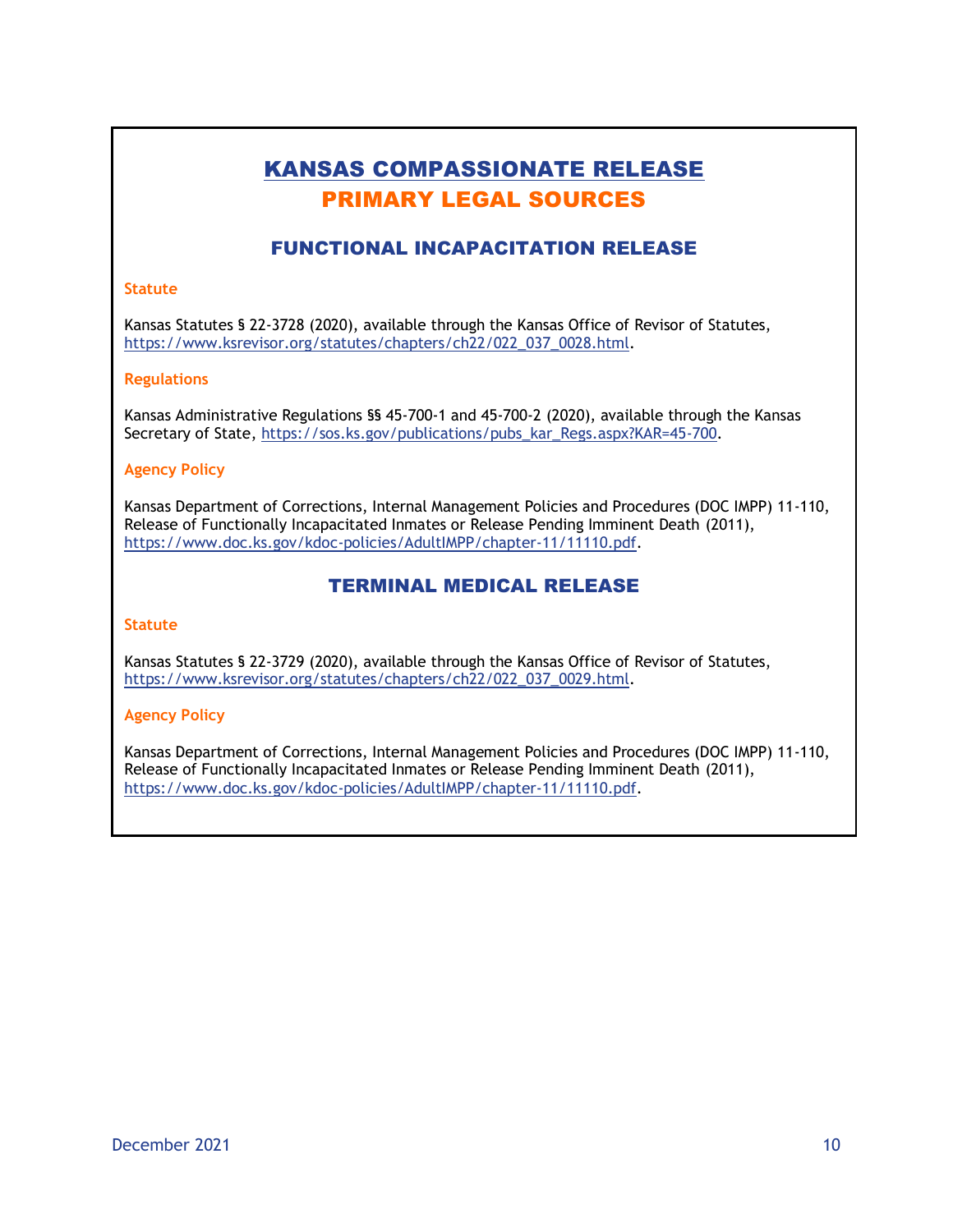# KANSAS COMPASSIONATE RELEASE
# PRIMARY LEGAL SOURCES

## FUNCTIONAL INCAPACITATION RELEASE

### Statute

Kansas Statutes § 22-3728 (2020), available through the Kansas Office of Revisor of Statutes, https://www.ksrevisor.org/statutes/chapters/ch22/022_037_0028.html.

### Regulations

Kansas Administrative Regulations §§ 45-700-1 and 45-700-2 (2020), available through the Kansas Secretary of State, https://sos.ks.gov/publications/pubs_kar_Regs.aspx?KAR=45-700.

### Agency Policy

Kansas Department of Corrections, Internal Management Policies and Procedures (DOC IMPP) 11-110, Release of Functionally Incapacitated Inmates or Release Pending Imminent Death (2011), https://www.doc.ks.gov/kdoc-policies/AdultIMPP/chapter-11/11110.pdf.

## TERMINAL MEDICAL RELEASE

### Statute

Kansas Statutes § 22-3729 (2020), available through the Kansas Office of Revisor of Statutes, https://www.ksrevisor.org/statutes/chapters/ch22/022_037_0029.html.

### Agency Policy

Kansas Department of Corrections, Internal Management Policies and Procedures (DOC IMPP) 11-110, Release of Functionally Incapacitated Inmates or Release Pending Imminent Death (2011), https://www.doc.ks.gov/kdoc-policies/AdultIMPP/chapter-11/11110.pdf.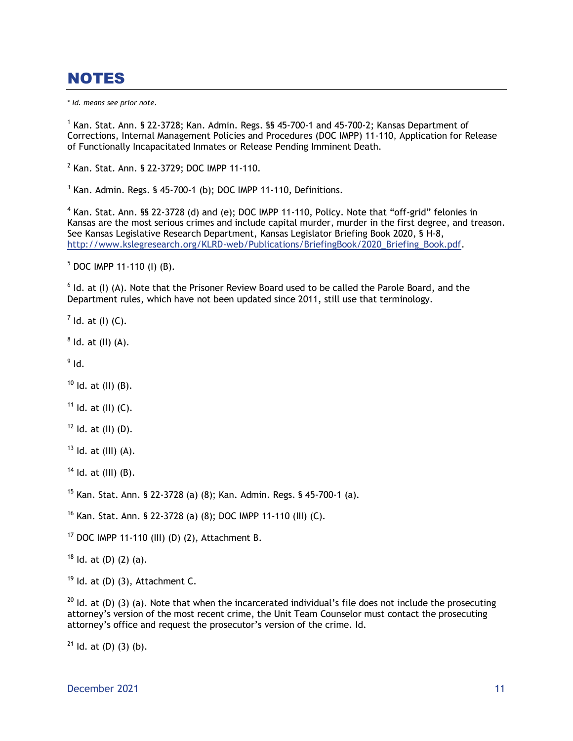# NOTES

*\* Id. means see prior note.*

[1] Kan. Stat. Ann. § 22-3728; Kan. Admin. Regs. §§ 45-700-1 and 45-700-2; Kansas Department of Corrections, Internal Management Policies and Procedures (DOC IMPP) 11-110, Application for Release of Functionally Incapacitated Inmates or Release Pending Imminent Death.

[2] Kan. Stat. Ann. § 22-3729; DOC IMPP 11-110.

[3] Kan. Admin. Regs. § 45-700-1 (b); DOC IMPP 11-110, Definitions.

[4] Kan. Stat. Ann. §§ 22-3728 (d) and (e); DOC IMPP 11-110, Policy. Note that "off-grid" felonies in Kansas are the most serious crimes and include capital murder, murder in the first degree, and treason. See Kansas Legislative Research Department, Kansas Legislator Briefing Book 2020, § H-8, http://www.kslegresearch.org/KLRD-web/Publications/BriefingBook/2020_Briefing_Book.pdf.

[5] DOC IMPP 11-110 (I) (B).

[6] Id. at (I) (A). Note that the Prisoner Review Board used to be called the Parole Board, and the Department rules, which have not been updated since 2011, still use that terminology.

[7] Id. at (I) (C).

[8] Id. at (II) (A).

[9] Id.

[10] Id. at (II) (B).

[11] Id. at (II) (C).

[12] Id. at (II) (D).

[13] Id. at (III) (A).

[14] Id. at (III) (B).

[15] Kan. Stat. Ann. § 22-3728 (a) (8); Kan. Admin. Regs. § 45-700-1 (a).

[16] Kan. Stat. Ann. § 22-3728 (a) (8); DOC IMPP 11-110 (III) (C).

[17] DOC IMPP 11-110 (III) (D) (2), Attachment B.

[18] Id. at (D) (2) (a).

[19] Id. at (D) (3), Attachment C.

[20] Id. at (D) (3) (a). Note that when the incarcerated individual's file does not include the prosecuting attorney's version of the most recent crime, the Unit Team Counselor must contact the prosecuting attorney's office and request the prosecutor's version of the crime. Id.

[21] Id. at (D) (3) (b).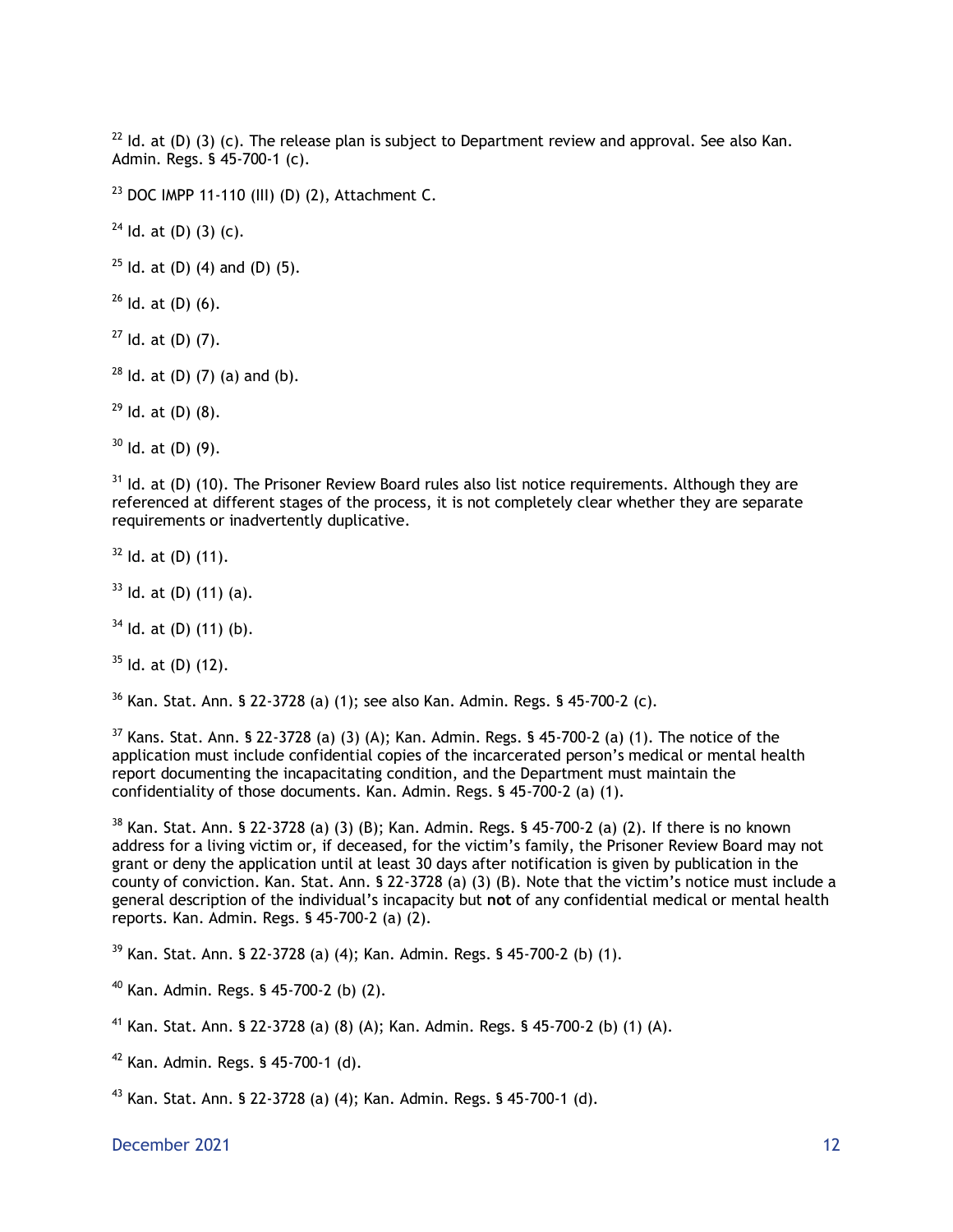[22] Id. at (D) (3) (c). The release plan is subject to Department review and approval. See also Kan. Admin. Regs. § 45-700-1 (c).

[23] DOC IMPP 11-110 (III) (D) (2), Attachment C.

[24] Id. at (D) (3) (c).

[25] Id. at (D) (4) and (D) (5).

[26] Id. at (D) (6).

[27] Id. at (D) (7).

[28] Id. at (D) (7) (a) and (b).

[29] Id. at (D) (8).

[30] Id. at (D) (9).

[31] Id. at (D) (10). The Prisoner Review Board rules also list notice requirements. Although they are referenced at different stages of the process, it is not completely clear whether they are separate requirements or inadvertently duplicative.

[32] Id. at (D) (11).

[33] Id. at (D) (11) (a).

[34] Id. at (D) (11) (b).

[35] Id. at (D) (12).

[36] Kan. Stat. Ann. § 22-3728 (a) (1); see also Kan. Admin. Regs. § 45-700-2 (c).

[37] Kans. Stat. Ann. § 22-3728 (a) (3) (A); Kan. Admin. Regs. § 45-700-2 (a) (1). The notice of the application must include confidential copies of the incarcerated person's medical or mental health report documenting the incapacitating condition, and the Department must maintain the confidentiality of those documents. Kan. Admin. Regs. § 45-700-2 (a) (1).

[38] Kan. Stat. Ann. § 22-3728 (a) (3) (B); Kan. Admin. Regs. § 45-700-2 (a) (2). If there is no known address for a living victim or, if deceased, for the victim's family, the Prisoner Review Board may not grant or deny the application until at least 30 days after notification is given by publication in the county of conviction. Kan. Stat. Ann. § 22-3728 (a) (3) (B). Note that the victim's notice must include a general description of the individual's incapacity but **not** of any confidential medical or mental health reports. Kan. Admin. Regs. § 45-700-2 (a) (2).

[39] Kan. Stat. Ann. § 22-3728 (a) (4); Kan. Admin. Regs. § 45-700-2 (b) (1).

[40] Kan. Admin. Regs. § 45-700-2 (b) (2).

[41] Kan. Stat. Ann. § 22-3728 (a) (8) (A); Kan. Admin. Regs. § 45-700-2 (b) (1) (A).

[42] Kan. Admin. Regs. § 45-700-1 (d).

[43] Kan. Stat. Ann. § 22-3728 (a) (4); Kan. Admin. Regs. § 45-700-1 (d).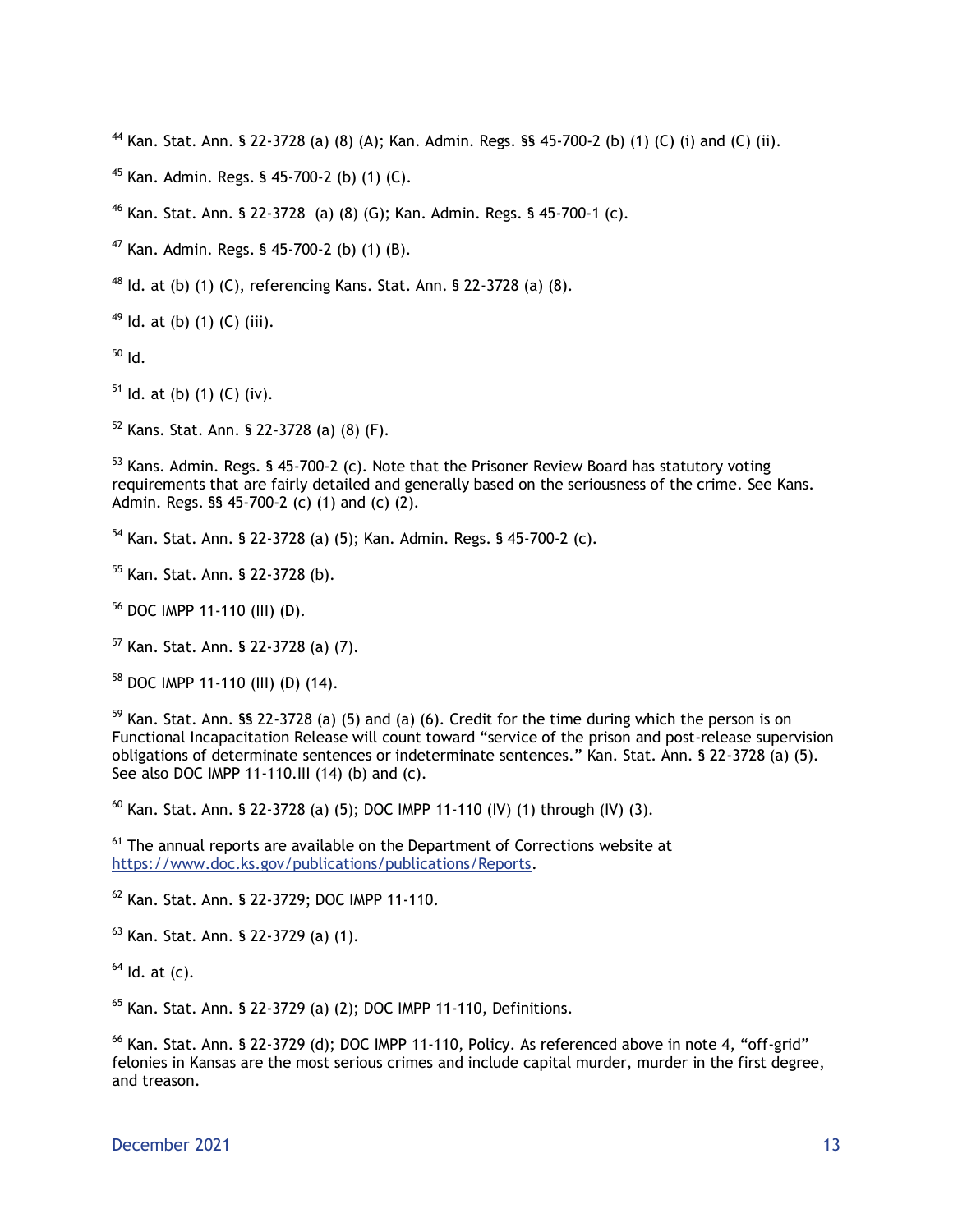[44] Kan. Stat. Ann. § 22-3728 (a) (8) (A); Kan. Admin. Regs. §§ 45-700-2 (b) (1) (C) (i) and (C) (ii).

[45] Kan. Admin. Regs. § 45-700-2 (b) (1) (C).

[46] Kan. Stat. Ann. § 22-3728 (a) (8) (G); Kan. Admin. Regs. § 45-700-1 (c).

[47] Kan. Admin. Regs. § 45-700-2 (b) (1) (B).

[48] Id. at (b) (1) (C), referencing Kans. Stat. Ann. § 22-3728 (a) (8).

[49] Id. at (b) (1) (C) (iii).

[50] Id.

[51] Id. at (b) (1) (C) (iv).

[52] Kans. Stat. Ann. § 22-3728 (a) (8) (F).

[53] Kans. Admin. Regs. § 45-700-2 (c). Note that the Prisoner Review Board has statutory voting requirements that are fairly detailed and generally based on the seriousness of the crime. See Kans. Admin. Regs. §§ 45-700-2 (c) (1) and (c) (2).

[54] Kan. Stat. Ann. § 22-3728 (a) (5); Kan. Admin. Regs. § 45-700-2 (c).

[55] Kan. Stat. Ann. § 22-3728 (b).

[56] DOC IMPP 11-110 (III) (D).

[57] Kan. Stat. Ann. § 22-3728 (a) (7).

[58] DOC IMPP 11-110 (III) (D) (14).

[59] Kan. Stat. Ann. §§ 22-3728 (a) (5) and (a) (6). Credit for the time during which the person is on Functional Incapacitation Release will count toward "service of the prison and post-release supervision obligations of determinate sentences or indeterminate sentences." Kan. Stat. Ann. § 22-3728 (a) (5). See also DOC IMPP 11-110.III (14) (b) and (c).

[60] Kan. Stat. Ann. § 22-3728 (a) (5); DOC IMPP 11-110 (IV) (1) through (IV) (3).

[61] The annual reports are available on the Department of Corrections website at https://www.doc.ks.gov/publications/publications/Reports.

[62] Kan. Stat. Ann. § 22-3729; DOC IMPP 11-110.

[63] Kan. Stat. Ann. § 22-3729 (a) (1).

[64] Id. at (c).

[65] Kan. Stat. Ann. § 22-3729 (a) (2); DOC IMPP 11-110, Definitions.

[66] Kan. Stat. Ann. § 22-3729 (d); DOC IMPP 11-110, Policy. As referenced above in note 4, "off-grid" felonies in Kansas are the most serious crimes and include capital murder, murder in the first degree, and treason.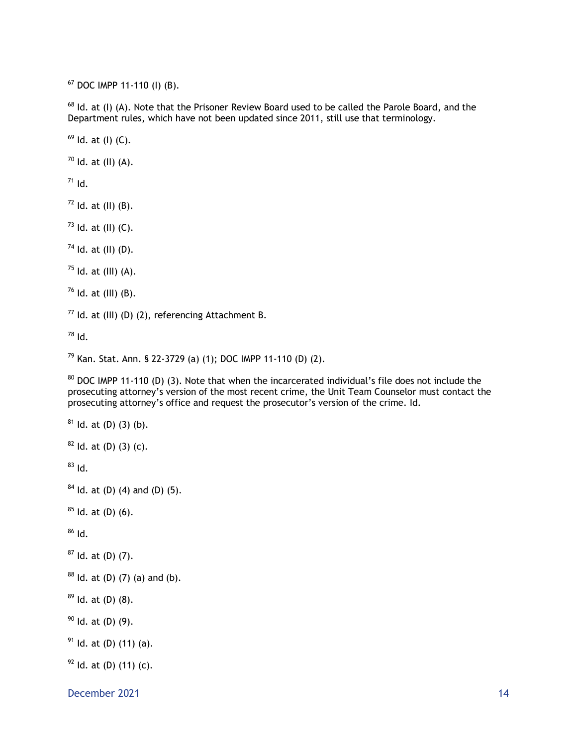[67] DOC IMPP 11-110 (I) (B).

[68] Id. at (I) (A). Note that the Prisoner Review Board used to be called the Parole Board, and the Department rules, which have not been updated since 2011, still use that terminology.

[69] Id. at (I) (C).

[70] Id. at (II) (A).

[71] Id.

[72] Id. at (II) (B).

[73] Id. at (II) (C).

[74] Id. at (II) (D).

[75] Id. at (III) (A).

[76] Id. at (III) (B).

[77] Id. at (III) (D) (2), referencing Attachment B.

[78] Id.

[79] Kan. Stat. Ann. § 22-3729 (a) (1); DOC IMPP 11-110 (D) (2).

[80] DOC IMPP 11-110 (D) (3). Note that when the incarcerated individual's file does not include the prosecuting attorney's version of the most recent crime, the Unit Team Counselor must contact the prosecuting attorney's office and request the prosecutor's version of the crime. Id.

[81] Id. at (D) (3) (b).

[82] Id. at (D) (3) (c).

[83] Id.

[84] Id. at (D) (4) and (D) (5).

[85] Id. at (D) (6).

[86] Id.

[87] Id. at (D) (7).

[88] Id. at (D) (7) (a) and (b).

[89] Id. at (D) (8).

[90] Id. at (D) (9).

[91] Id. at (D) (11) (a).

[92] Id. at (D) (11) (c).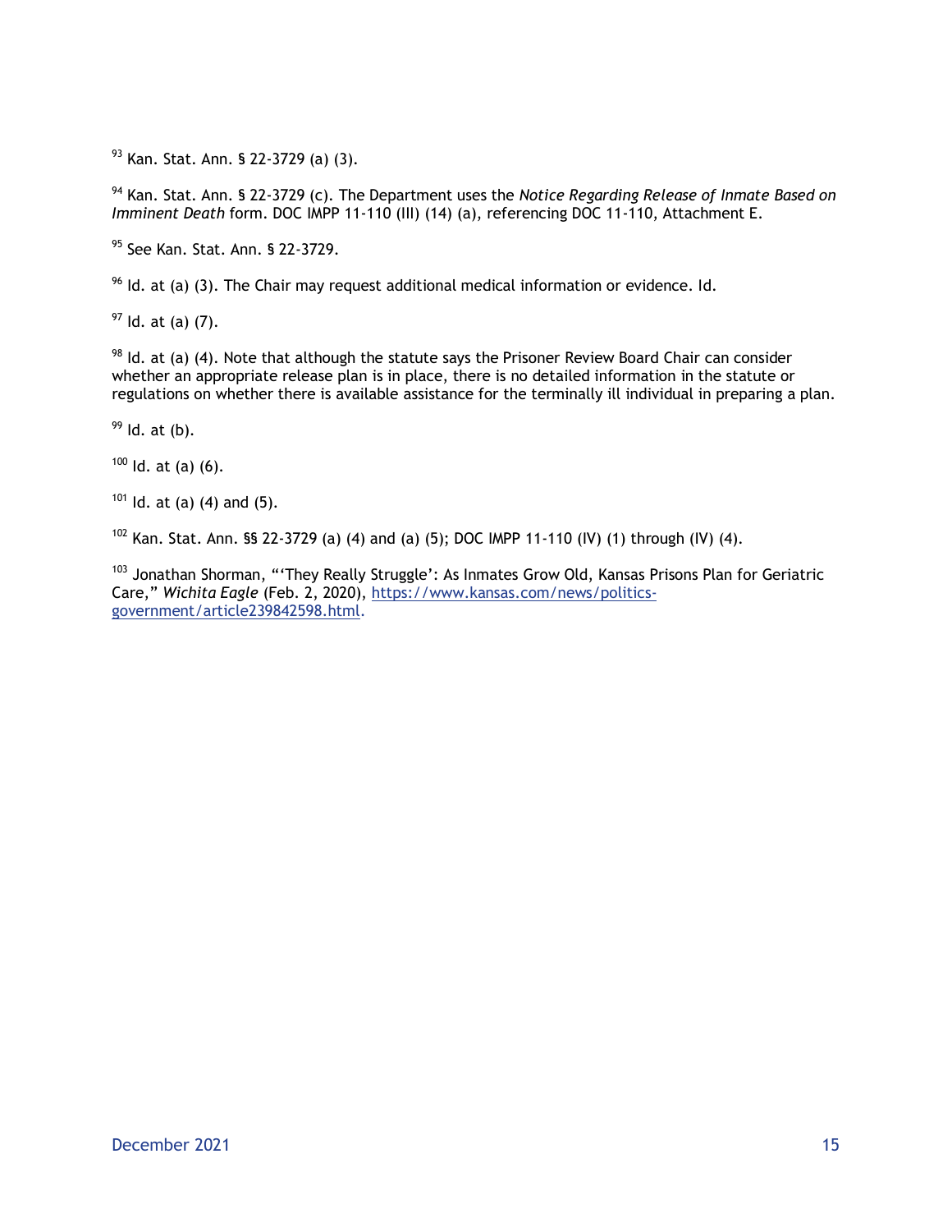[93] Kan. Stat. Ann. § 22-3729 (a) (3).

[94] Kan. Stat. Ann. § 22-3729 (c). The Department uses the *Notice Regarding Release of Inmate Based on Imminent Death* form. DOC IMPP 11-110 (III) (14) (a), referencing DOC 11-110, Attachment E.

[95] See Kan. Stat. Ann. § 22-3729.

[96] Id. at (a) (3). The Chair may request additional medical information or evidence. Id.

[97] Id. at (a) (7).

[98] Id. at (a) (4). Note that although the statute says the Prisoner Review Board Chair can consider whether an appropriate release plan is in place, there is no detailed information in the statute or regulations on whether there is available assistance for the terminally ill individual in preparing a plan.

[99] Id. at (b).

[100] Id. at (a) (6).

[101] Id. at (a) (4) and (5).

[102] Kan. Stat. Ann. §§ 22-3729 (a) (4) and (a) (5); DOC IMPP 11-110 (IV) (1) through (IV) (4).

[103] Jonathan Shorman, "'They Really Struggle': As Inmates Grow Old, Kansas Prisons Plan for Geriatric Care," *Wichita Eagle* (Feb. 2, 2020), https://www.kansas.com/news/politics-government/article239842598.html.